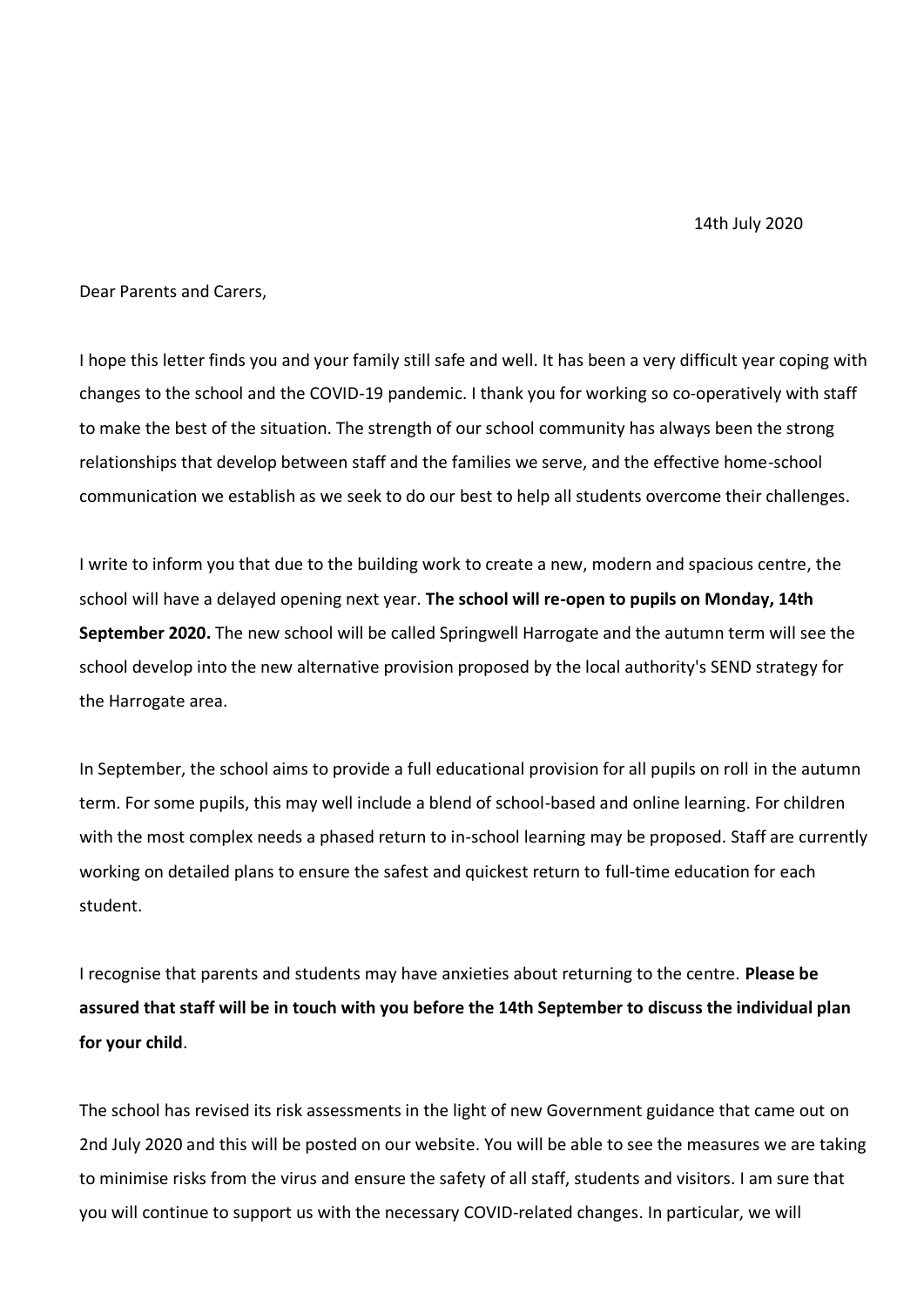14th July 2020

Dear Parents and Carers,

I hope this letter finds you and your family still safe and well. It has been a very difficult year coping with changes to the school and the COVID-19 pandemic. I thank you for working so co-operatively with staff to make the best of the situation. The strength of our school community has always been the strong relationships that develop between staff and the families we serve, and the effective home-school communication we establish as we seek to do our best to help all students overcome their challenges.

I write to inform you that due to the building work to create a new, modern and spacious centre, the school will have a delayed opening next year. **The school will re-open to pupils on Monday, 14th September 2020.** The new school will be called Springwell Harrogate and the autumn term will see the school develop into the new alternative provision proposed by the local authority's SEND strategy for the Harrogate area.

In September, the school aims to provide a full educational provision for all pupils on roll in the autumn term. For some pupils, this may well include a blend of school-based and online learning. For children with the most complex needs a phased return to in-school learning may be proposed. Staff are currently working on detailed plans to ensure the safest and quickest return to full-time education for each student.

I recognise that parents and students may have anxieties about returning to the centre. **Please be assured that staff will be in touch with you before the 14th September to discuss the individual plan for your child**.

The school has revised its risk assessments in the light of new Government guidance that came out on 2nd July 2020 and this will be posted on our website. You will be able to see the measures we are taking to minimise risks from the virus and ensure the safety of all staff, students and visitors. I am sure that you will continue to support us with the necessary COVID-related changes. In particular, we will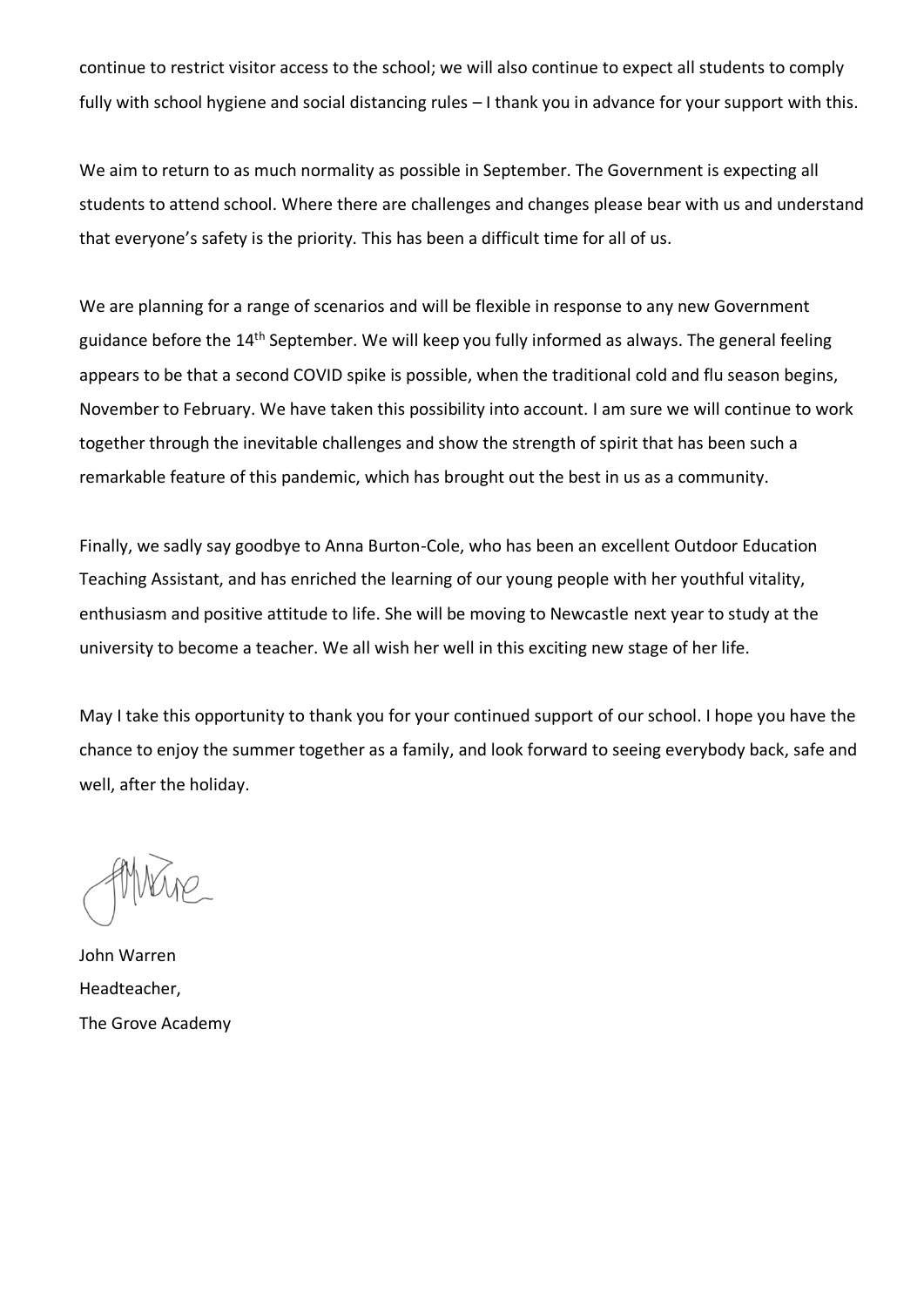continue to restrict visitor access to the school; we will also continue to expect all students to comply fully with school hygiene and social distancing rules – I thank you in advance for your support with this.

We aim to return to as much normality as possible in September. The Government is expecting all students to attend school. Where there are challenges and changes please bear with us and understand that everyone's safety is the priority. This has been a difficult time for all of us.

We are planning for a range of scenarios and will be flexible in response to any new Government guidance before the 14th September. We will keep you fully informed as always. The general feeling appears to be that a second COVID spike is possible, when the traditional cold and flu season begins, November to February. We have taken this possibility into account. I am sure we will continue to work together through the inevitable challenges and show the strength of spirit that has been such a remarkable feature of this pandemic, which has brought out the best in us as a community.

Finally, we sadly say goodbye to Anna Burton-Cole, who has been an excellent Outdoor Education Teaching Assistant, and has enriched the learning of our young people with her youthful vitality, enthusiasm and positive attitude to life. She will be moving to Newcastle next year to study at the university to become a teacher. We all wish her well in this exciting new stage of her life.

May I take this opportunity to thank you for your continued support of our school. I hope you have the chance to enjoy the summer together as a family, and look forward to seeing everybody back, safe and well, after the holiday.

John Warren
Headteacher,
The Grove Academy